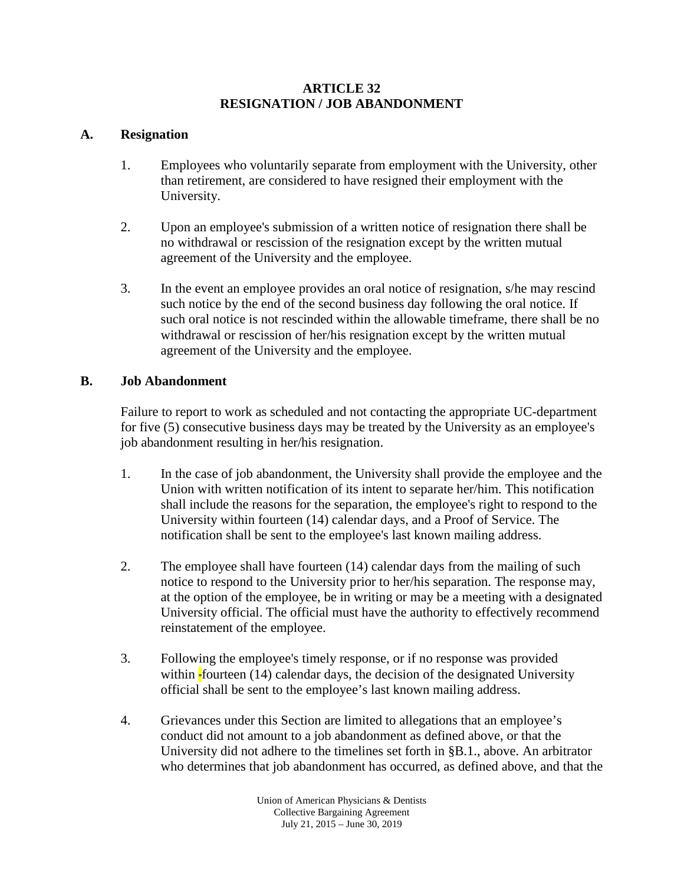# ARTICLE 32
# RESIGNATION / JOB ABANDONMENT

## A. Resignation

1. Employees who voluntarily separate from employment with the University, other than retirement, are considered to have resigned their employment with the University.

2. Upon an employee's submission of a written notice of resignation there shall be no withdrawal or rescission of the resignation except by the written mutual agreement of the University and the employee.

3. In the event an employee provides an oral notice of resignation, s/he may rescind such notice by the end of the second business day following the oral notice. If such oral notice is not rescinded within the allowable timeframe, there shall be no withdrawal or rescission of her/his resignation except by the written mutual agreement of the University and the employee.

## B. Job Abandonment

Failure to report to work as scheduled and not contacting the appropriate UC-department for five (5) consecutive business days may be treated by the University as an employee's job abandonment resulting in her/his resignation.

1. In the case of job abandonment, the University shall provide the employee and the Union with written notification of its intent to separate her/him. This notification shall include the reasons for the separation, the employee's right to respond to the University within fourteen (14) calendar days, and a Proof of Service. The notification shall be sent to the employee's last known mailing address.

2. The employee shall have fourteen (14) calendar days from the mailing of such notice to respond to the University prior to her/his separation. The response may, at the option of the employee, be in writing or may be a meeting with a designated University official. The official must have the authority to effectively recommend reinstatement of the employee.

3. Following the employee's timely response, or if no response was provided within fourteen (14) calendar days, the decision of the designated University official shall be sent to the employee's last known mailing address.

4. Grievances under this Section are limited to allegations that an employee's conduct did not amount to a job abandonment as defined above, or that the University did not adhere to the timelines set forth in §B.1., above. An arbitrator who determines that job abandonment has occurred, as defined above, and that the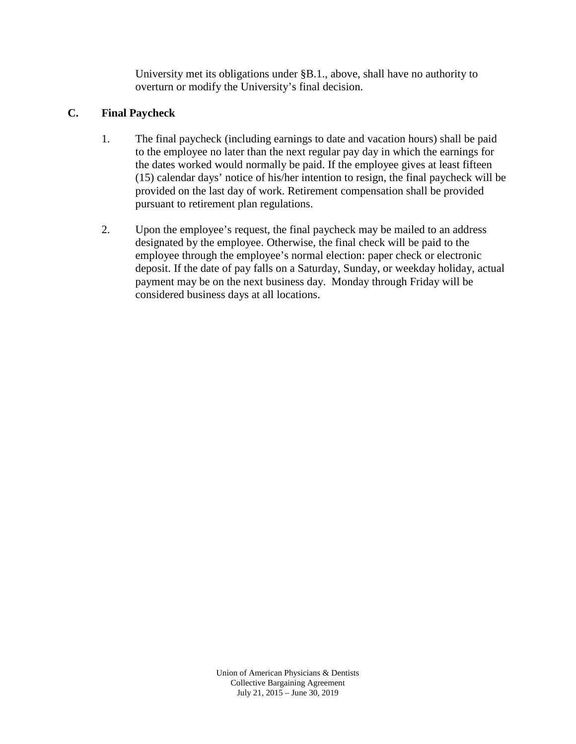University met its obligations under §B.1., above, shall have no authority to overturn or modify the University's final decision.

## C. Final Paycheck

1. The final paycheck (including earnings to date and vacation hours) shall be paid to the employee no later than the next regular pay day in which the earnings for the dates worked would normally be paid. If the employee gives at least fifteen (15) calendar days' notice of his/her intention to resign, the final paycheck will be provided on the last day of work. Retirement compensation shall be provided pursuant to retirement plan regulations.

2. Upon the employee's request, the final paycheck may be mailed to an address designated by the employee. Otherwise, the final check will be paid to the employee through the employee's normal election: paper check or electronic deposit. If the date of pay falls on a Saturday, Sunday, or weekday holiday, actual payment may be on the next business day. Monday through Friday will be considered business days at all locations.